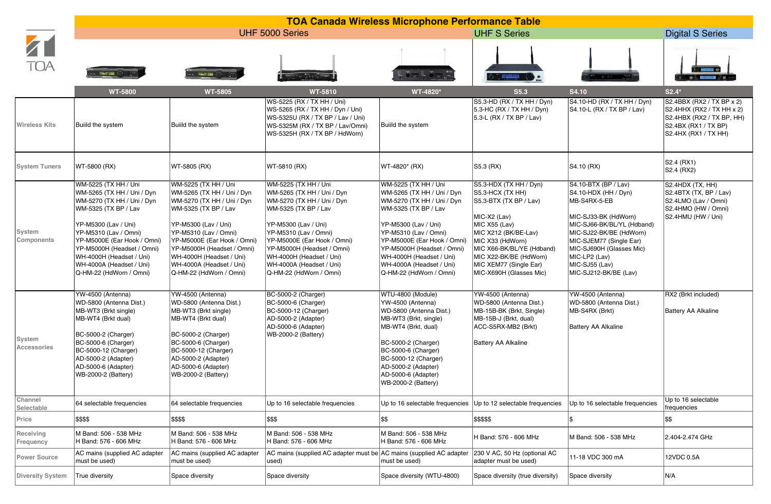# TOA Canada Wireless Microphone Performance Table

| | UHF 5000 Series | | | | UHF S Series | | Digital S Series |
|---|---|---|---|---|---|---|---|
| | **WT-5800** | **WT-5805** | **WT-5810** | **WT-4820*** | **S5.3** | **S4.10** | **S2.4*** |
| **Wireless Kits** | Buiild the system | Buiild the system | WS-5225 (RX / TX HH / Uni)<br>WS-5265 (RX / TX HH / Dyn / Uni)<br>WS-5325U (RX / TX BP / Lav / Uni)<br>WS-5325M (RX / TX BP / Lav/Omni)<br>WS-5325H (RX / TX BP / HdWorn) | Buiild the system | S5.3-HD (RX / TX HH / Dyn)<br>5.3-HC (RX / TX HH / Dyn)<br>5.3-L (RX / TX BP / Lav) | S4.10-HD (RX / TX HH / Dyn)<br>S4.10-L (RX / TX BP / Lav) | S2.4BBX (RX2 / TX BP x 2)<br>S2.4HHX (RX2 / TX HH x 2)<br>S2.4HBX (RX2 / TX BP, HH)<br>S2.4BX (RX1 / TX BP)<br>S2.4HX (RX1 / TX HH) |
| **System Tuners** | WT-5800 (RX) | WT-5805 (RX) | WT-5810 (RX) | WT-4820* (RX) | S5.3 (RX) | S4.10 (RX) | S2.4 (RX1)<br>S2.4 (RX2) |
| **System Components** | WM-5225 (TX HH / Uni<br>WM-5265 (TX HH / Uni / Dyn<br>WM-5270 (TX HH / Uni / Dyn<br>WM-5325 (TX BP / Lav<br><br>YP-M5300 (Lav / Uni)<br>YP-M5310 (Lav / Omni)<br>YP-M5000E (Ear Hook / Omni)<br>YP-M5000H (Headset / Omni)<br>WH-4000H (Headset / Uni)<br>WH-4000A (Headset / Uni)<br>Q-HM-22 (HdWorn / Omni) | WM-5225 (TX HH / Uni<br>WM-5265 (TX HH / Uni / Dyn<br>WM-5270 (TX HH / Uni / Dyn<br>WM-5325 (TX BP / Lav<br><br>YP-M5300 (Lav / Uni)<br>YP-M5310 (Lav / Omni)<br>YP-M5000E (Ear Hook / Omni)<br>YP-M5000H (Headset / Omni)<br>WH-4000H (Headset / Uni)<br>WH-4000A (Headset / Uni)<br>Q-HM-22 (HdWorn / Omni) | WM-5225 (TX HH / Uni<br>WM-5265 (TX HH / Uni / Dyn<br>WM-5270 (TX HH / Uni / Dyn<br>WM-5325 (TX BP / Lav<br><br>YP-M5300 (Lav / Uni)<br>YP-M5310 (Lav / Omni)<br>YP-M5000E (Ear Hook / Omni)<br>YP-M5000H (Headset / Omni)<br>WH-4000H (Headset / Uni)<br>WH-4000A (Headset / Uni)<br>Q-HM-22 (HdWorn / Omni) | WM-5225 (TX HH / Uni<br>WM-5265 (TX HH / Uni / Dyn<br>WM-5270 (TX HH / Uni / Dyn<br>WM-5325 (TX BP / Lav<br><br>YP-M5300 (Lav / Uni)<br>YP-M5310 (Lav / Omni)<br>YP-M5000E (Ear Hook / Omni)<br>YP-M5000H (Headset / Omni)<br>WH-4000H (Headset / Uni)<br>WH-4000A (Headset / Uni)<br>Q-HM-22 (HdWorn / Omni) | S5.3-HDX (TX HH / Dyn)<br>S5.3-HCX (TX HH)<br>S5.3-BTX (TX BP / Lav)<br><br>MIC-X2 (Lav)<br>MIC X55 (Lav)<br>MIC X212 (BK/BE-Lav)<br>MIC X33 (HdWorn)<br>MIC X66-BK/BL/YE (Hdband)<br>MIC X22-BK/BE (HdWorn)<br>MIC XEM77 (Single Ear)<br>MIC-X690H (Glasses Mic) | S4.10-BTX (BP / Lav)<br>S4.10-HDX (HH / Dyn)<br>MB-S4RX-5-EB<br><br>MIC-SJ33-BK (HdWorn)<br>MIC-SJ66-BK/BL/YL (Hdband)<br>MIC-SJ22-BK/BE (HdWorn)<br>MIC-SJEM77 (Single Ear)<br>MIC-SJ690H (Glasses Mic)<br>MIC-LP2 (Lav)<br>MIC-SJ55 (Lav)<br>MIC-SJ212-BK/BE (Lav) | S2.4HDX (TX, HH)<br>S2.4BTX (TX, BP / Lav)<br>S2.4LMO (Lav / Omni)<br>S2.4HMO (HW / Omni)<br>S2.4HMU (HW / Uni) |
| **System Accessories** | YW-4500 (Antenna)<br>WD-5800 (Antenna Dist.)<br>MB-WT3 (Brkt single)<br>MB-WT4 (Brkt dual)<br><br>BC-5000-2 (Charger)<br>BC-5000-6 (Charger)<br>BC-5000-12 (Charger)<br>AD-5000-2 (Adapter)<br>AD-5000-6 (Adapter)<br>WB-2000-2 (Battery) | YW-4500 (Antenna)<br>WD-5800 (Antenna Dist.)<br>MB-WT3 (Brkt single)<br>MB-WT4 (Brkt dual)<br><br>BC-5000-2 (Charger)<br>BC-5000-6 (Charger)<br>BC-5000-12 (Charger)<br>AD-5000-2 (Adapter)<br>AD-5000-6 (Adapter)<br>WB-2000-2 (Battery) | BC-5000-2 (Charger)<br>BC-5000-6 (Charger)<br>BC-5000-12 (Charger)<br>AD-5000-2 (Adapter)<br>AD-5000-6 (Adapter)<br>WB-2000-2 (Battery) | WTU-4800 (Module)<br>YW-4500 (Antenna)<br>WD-5800 (Antenna Dist.)<br>MB-WT3 (Brkt, single)<br>MB-WT4 (Brkt, dual)<br><br>BC-5000-2 (Charger)<br>BC-5000-6 (Charger)<br>BC-5000-12 (Charger)<br>AD-5000-2 (Adapter)<br>AD-5000-6 (Adapter)<br>WB-2000-2 (Battery) | YW-4500 (Antenna)<br>WD-5800 (Antenna Dist.)<br>MB-15B-BK (Brkt, Single)<br>MB-15B-J (Brkt, dual)<br>ACC-S5RX-MB2 (Brkt)<br><br>Battery AA Alkaline | YW-4500 (Antenna)<br>WD-5800 (Antenna Dist.)<br>MB-S4RX (Brkt)<br><br>Battery AA Alkaline | RX2 (Brkt included)<br><br>Battery AA Alkaline |
| **Channel Selectable** | 64 selectable frequencies | 64 selectable frequencies | Up to 16 selectable frequencies | Up to 16 selectable frequencies | Up to 12 selectable frequencies | Up to 16 selectable frequencies | Up to 16 selectable frequencies |
| **Price** | $$$$ | $$$$ | $$$ | $$ | $$$$$ | $ | $$ |
| **Receiving Frequency** | M Band: 506 - 538 MHz<br>H Band: 576 - 606 MHz | M Band: 506 - 538 MHz<br>H Band: 576 - 606 MHz | M Band: 506 - 538 MHz<br>H Band: 576 - 606 MHz | M Band: 506 - 538 MHz<br>H Band: 576 - 606 MHz | H Band: 576 - 606 MHz | M Band: 506 - 538 MHz | 2.404-2.474 GHz |
| **Power Source** | AC mains (supplied AC adapter must be used) | AC mains (supplied AC adapter must be used) | AC mains (supplied AC adapter must be used) | AC mains (supplied AC adapter must be used) | 230 V AC, 50 Hz (optional AC adapter must be used) | 11-18 VDC 300 mA | 12VDC 0.5A |
| **Diversity System** | True diversity | Space diversity | Space diversity | Space diversity (WTU-4800) | Space diversity (true diversity) | Space diversity | N/A |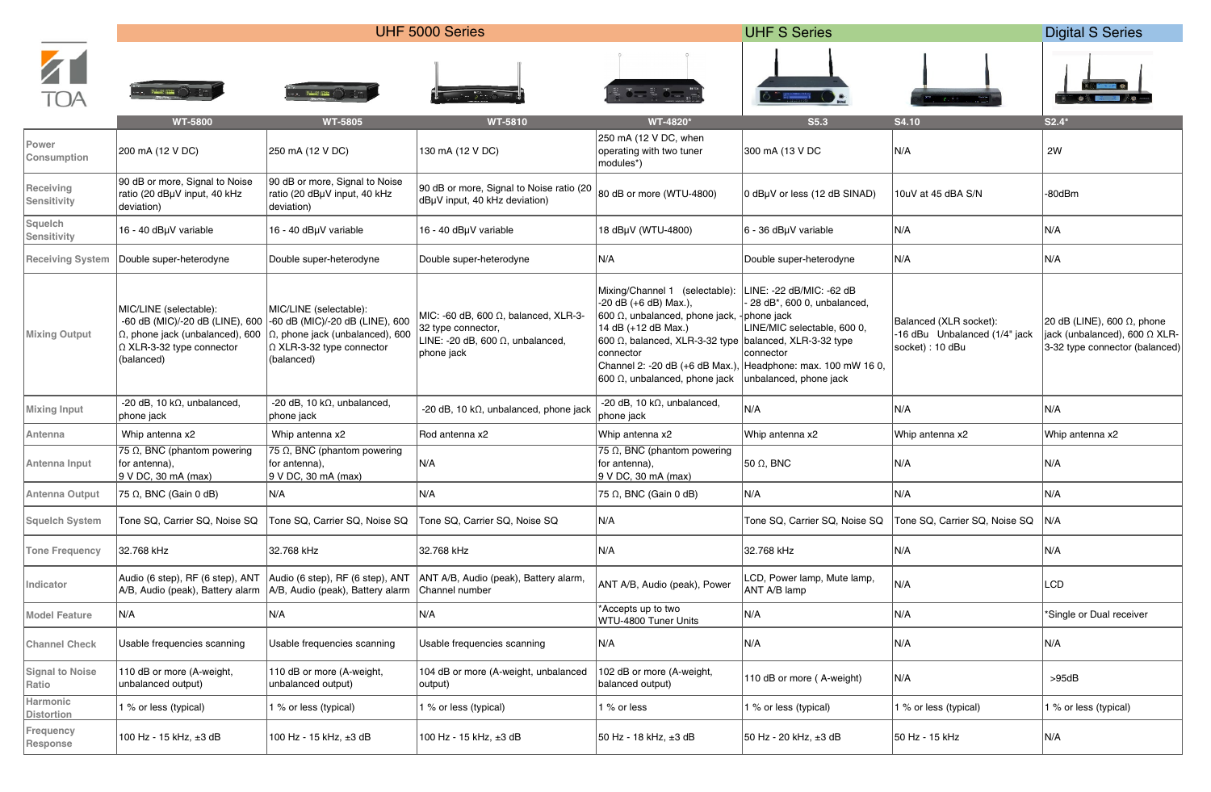| | UHF 5000 Series | | | | UHF S Series | | Digital S Series |
|---|---|---|---|---|---|---|---|
| TOA | WT-5800 | WT-5805 | WT-5810 | WT-4820* | S5.3 | S4.10 | S2.4* |
| Power Consumption | 200 mA (12 V DC) | 250 mA (12 V DC) | 130 mA (12 V DC) | 250 mA (12 V DC, when operating with two tuner modules*) | 300 mA (13 V DC | N/A | 2W |
| Receiving Sensitivity | 90 dB or more, Signal to Noise ratio (20 dBμV input, 40 kHz deviation) | 90 dB or more, Signal to Noise ratio (20 dBμV input, 40 kHz deviation) | 90 dB or more, Signal to Noise ratio (20 dBμV input, 40 kHz deviation) | 80 dB or more (WTU-4800) | 0 dBμV or less (12 dB SINAD) | 10uV at 45 dBA S/N | -80dBm |
| Squelch Sensitivity | 16 - 40 dBμV variable | 16 - 40 dBμV variable | 16 - 40 dBμV variable | 18 dBμV (WTU-4800) | 6 - 36 dBμV variable | N/A | N/A |
| Receiving System | Double super-heterodyne | Double super-heterodyne | Double super-heterodyne | N/A | Double super-heterodyne | N/A | N/A |
| Mixing Output | MIC/LINE (selectable): -60 dB (MIC)/-20 dB (LINE), 600 Ω, phone jack (unbalanced), 600 Ω XLR-3-32 type connector (balanced) | MIC/LINE (selectable): -60 dB (MIC)/-20 dB (LINE), 600 Ω, phone jack (unbalanced), 600 Ω XLR-3-32 type connector (balanced) | MIC: -60 dB, 600 Ω, balanced, XLR-3-32 type connector, LINE: -20 dB, 600 Ω, unbalanced, phone jack | Mixing/Channel 1 (selectable): -20 dB (+6 dB) Max.), 600 Ω, unbalanced, phone jack, 14 dB (+12 dB Max.) 600 Ω, balanced, XLR-3-32 type connector Channel 2: -20 dB (+6 dB Max.), 600 Ω, unbalanced, phone jack | LINE: -22 dB/MIC: -62 dB - 28 dB*, 600 0, unbalanced, - phone jack LINE/MIC selectable, 600 0, balanced, XLR-3-32 type connector Headphone: max. 100 mW 16 0, unbalanced, phone jack | Balanced (XLR socket): -16 dBu Unbalanced (1/4" jack socket) : 10 dBu | 20 dB (LINE), 600 Ω, phone jack (unbalanced), 600 Ω XLR-3-32 type connector (balanced) |
| Mixing Input | -20 dB, 10 kΩ, unbalanced, phone jack | -20 dB, 10 kΩ, unbalanced, phone jack | -20 dB, 10 kΩ, unbalanced, phone jack | -20 dB, 10 kΩ, unbalanced, phone jack | N/A | N/A | N/A |
| Antenna | Whip antenna x2 | Whip antenna x2 | Rod antenna x2 | Whip antenna x2 | Whip antenna x2 | Whip antenna x2 | Whip antenna x2 |
| Antenna Input | 75 Ω, BNC (phantom powering for antenna), 9 V DC, 30 mA (max) | 75 Ω, BNC (phantom powering for antenna), 9 V DC, 30 mA (max) | N/A | 75 Ω, BNC (phantom powering for antenna), 9 V DC, 30 mA (max) | 50 Ω, BNC | N/A | N/A |
| Antenna Output | 75 Ω, BNC (Gain 0 dB) | N/A | N/A | 75 Ω, BNC (Gain 0 dB) | N/A | N/A | N/A |
| Squelch System | Tone SQ, Carrier SQ, Noise SQ | Tone SQ, Carrier SQ, Noise SQ | Tone SQ, Carrier SQ, Noise SQ | N/A | Tone SQ, Carrier SQ, Noise SQ | Tone SQ, Carrier SQ, Noise SQ | N/A |
| Tone Frequency | 32.768 kHz | 32.768 kHz | 32.768 kHz | N/A | 32.768 kHz | N/A | N/A |
| Indicator | Audio (6 step), RF (6 step), ANT A/B, Audio (peak), Battery alarm | Audio (6 step), RF (6 step), ANT A/B, Audio (peak), Battery alarm | ANT A/B, Audio (peak), Battery alarm, Channel number | ANT A/B, Audio (peak), Power | LCD, Power lamp, Mute lamp, ANT A/B lamp | N/A | LCD |
| Model Feature | N/A | N/A | N/A | *Accepts up to two WTU-4800 Tuner Units | N/A | N/A | *Single or Dual receiver |
| Channel Check | Usable frequencies scanning | Usable frequencies scanning | Usable frequencies scanning | N/A | N/A | N/A | N/A |
| Signal to Noise Ratio | 110 dB or more (A-weight, unbalanced output) | 110 dB or more (A-weight, unbalanced output) | 104 dB or more (A-weight, unbalanced output) | 102 dB or more (A-weight, balanced output) | 110 dB or more ( A-weight) | N/A | >95dB |
| Harmonic Distortion | 1 % or less (typical) | 1 % or less (typical) | 1 % or less (typical) | 1 % or less | 1 % or less (typical) | 1 % or less (typical) | 1 % or less (typical) |
| Frequency Response | 100 Hz - 15 kHz, ±3 dB | 100 Hz - 15 kHz, ±3 dB | 100 Hz - 15 kHz, ±3 dB | 50 Hz - 18 kHz, ±3 dB | 50 Hz - 20 kHz, ±3 dB | 50 Hz - 15 kHz | N/A |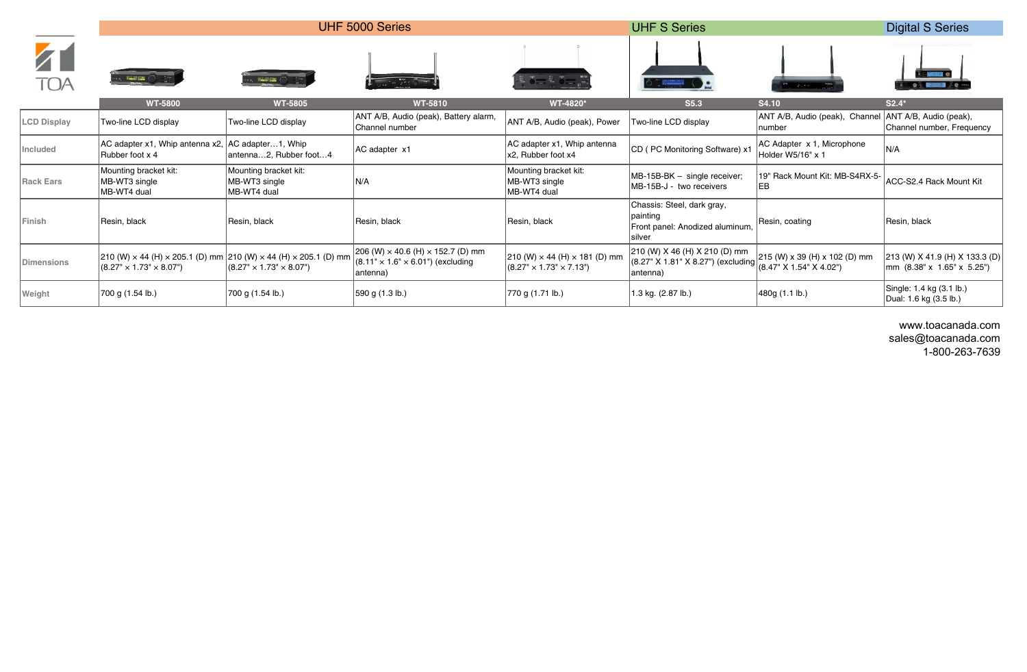| | UHF 5000 Series | | | | UHF S Series | | Digital S Series |
|---|---|---|---|---|---|---|---|
| | WT-5800 | WT-5805 | WT-5810 | WT-4820* | S5.3 | S4.10 | S2.4* |
| LCD Display | Two-line LCD display | Two-line LCD display | ANT A/B, Audio (peak), Battery alarm, Channel number | ANT A/B, Audio (peak), Power | Two-line LCD display | ANT A/B, Audio (peak), Channel number | ANT A/B, Audio (peak), Channel number, Frequency |
| Included | AC adapter x1, Whip antenna x2, Rubber foot x 4 | AC adapter…1, Whip antenna…2, Rubber foot…4 | AC adapter x1 | AC adapter x1, Whip antenna x2, Rubber foot x4 | CD ( PC Monitoring Software) x1 | AC Adapter x 1, Microphone Holder W5/16" x 1 | N/A |
| Rack Ears | Mounting bracket kit: MB-WT3 single MB-WT4 dual | Mounting bracket kit: MB-WT3 single MB-WT4 dual | N/A | Mounting bracket kit: MB-WT3 single MB-WT4 dual | MB-15B-BK – single receiver; MB-15B-J - two receivers | 19" Rack Mount Kit: MB-S4RX-5-EB | ACC-S2.4 Rack Mount Kit |
| Finish | Resin, black | Resin, black | Resin, black | Resin, black | Chassis: Steel, dark gray, painting Front panel: Anodized aluminum, silver | Resin, coating | Resin, black |
| Dimensions | 210 (W) × 44 (H) × 205.1 (D) mm (8.27" × 1.73" × 8.07") | 210 (W) × 44 (H) × 205.1 (D) mm (8.27" × 1.73" × 8.07") | 206 (W) × 40.6 (H) × 152.7 (D) mm (8.11" × 1.6" × 6.01") (excluding antenna) | 210 (W) × 44 (H) × 181 (D) mm (8.27" × 1.73" × 7.13") | 210 (W) X 46 (H) X 210 (D) mm (8.27" X 1.81" X 8.27") (excluding antenna) | 215 (W) x 39 (H) x 102 (D) mm (8.47" X 1.54" X 4.02") | 213 (W) X 41.9 (H) X 133.3 (D) mm (8.38" x 1.65" x 5.25") |
| Weight | 700 g (1.54 lb.) | 700 g (1.54 lb.) | 590 g (1.3 lb.) | 770 g (1.71 lb.) | 1.3 kg. (2.87 lb.) | 480g (1.1 lb.) | Single: 1.4 kg (3.1 lb.) Dual: 1.6 kg (3.5 lb.) |

www.toacanada.com
sales@toacanada.com
1-800-263-7639